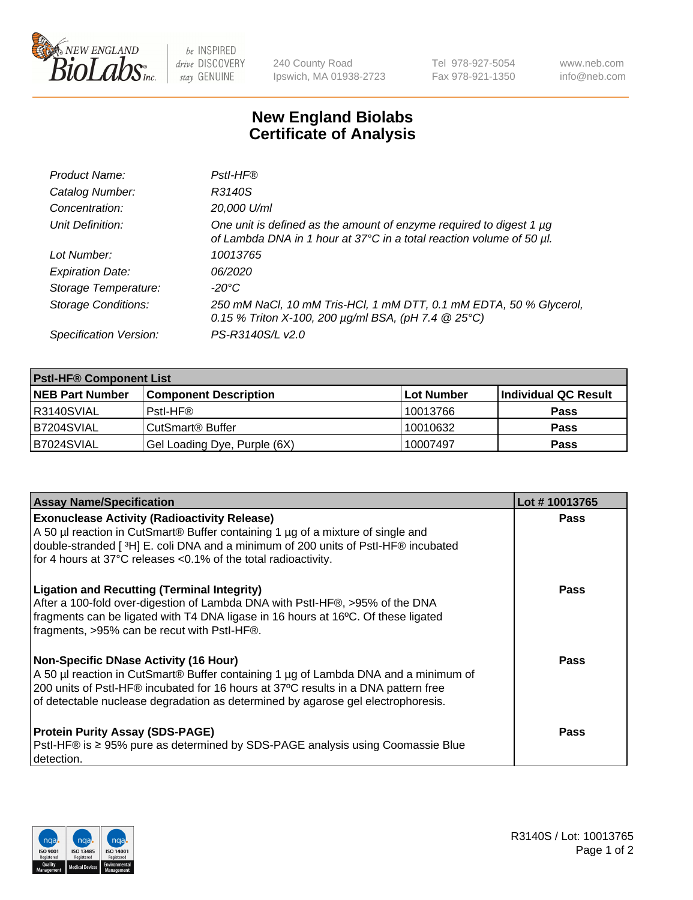New England BioLabs Inc. — be INSPIRED drive DISCOVERY stay GENUINE

240 County Road
Ipswich, MA 01938-2723

Tel 978-927-5054
Fax 978-921-1350

www.neb.com
info@neb.com

# New England Biolabs
# Certificate of Analysis

| | |
|---|---|
| *Product Name:* | *PstI-HF®* |
| *Catalog Number:* | *R3140S* |
| *Concentration:* | *20,000 U/ml* |
| *Unit Definition:* | *One unit is defined as the amount of enzyme required to digest 1 µg of Lambda DNA in 1 hour at 37°C in a total reaction volume of 50 µl.* |
| *Lot Number:* | *10013765* |
| *Expiration Date:* | *06/2020* |
| *Storage Temperature:* | *-20°C* |
| *Storage Conditions:* | *250 mM NaCl, 10 mM Tris-HCl, 1 mM DTT, 0.1 mM EDTA, 50 % Glycerol, 0.15 % Triton X-100, 200 µg/ml BSA, (pH 7.4 @ 25°C)* |
| *Specification Version:* | *PS-R3140S/L v2.0* |

| **PstI-HF® Component List** | | | |
|---|---|---|---|
| **NEB Part Number** | **Component Description** | **Lot Number** | **Individual QC Result** |
| R3140SVIAL | PstI-HF® | 10013766 | **Pass** |
| B7204SVIAL | CutSmart® Buffer | 10010632 | **Pass** |
| B7024SVIAL | Gel Loading Dye, Purple (6X) | 10007497 | **Pass** |

| **Assay Name/Specification** | **Lot # 10013765** |
|---|---|
| **Exonuclease Activity (Radioactivity Release)**<br>A 50 µl reaction in CutSmart® Buffer containing 1 µg of a mixture of single and double-stranded [ $^3$H] E. coli DNA and a minimum of 200 units of PstI-HF® incubated for 4 hours at 37°C releases <0.1% of the total radioactivity. | **Pass** |
| **Ligation and Recutting (Terminal Integrity)**<br>After a 100-fold over-digestion of Lambda DNA with PstI-HF®, >95% of the DNA fragments can be ligated with T4 DNA ligase in 16 hours at 16ºC. Of these ligated fragments, >95% can be recut with PstI-HF®. | **Pass** |
| **Non-Specific DNase Activity (16 Hour)**<br>A 50 µl reaction in CutSmart® Buffer containing 1 µg of Lambda DNA and a minimum of 200 units of PstI-HF® incubated for 16 hours at 37ºC results in a DNA pattern free of detectable nuclease degradation as determined by agarose gel electrophoresis. | **Pass** |
| **Protein Purity Assay (SDS-PAGE)**<br>PstI-HF® is ≥ 95% pure as determined by SDS-PAGE analysis using Coomassie Blue detection. | **Pass** |

R3140S / Lot: 10013765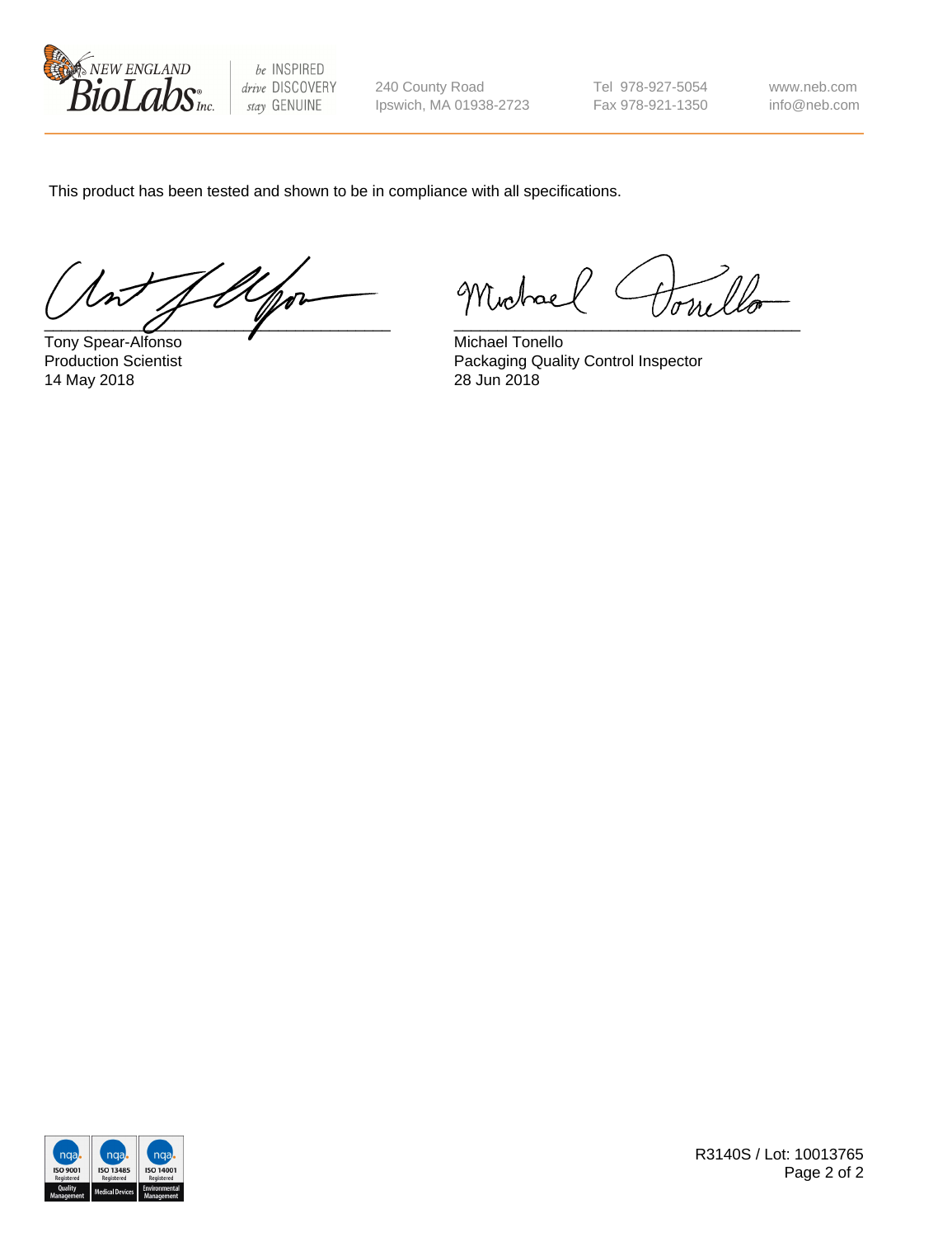This product has been tested and shown to be in compliance with all specifications.

Tony Spear-Alfonso
Production Scientist
14 May 2018

Michael Tonello
Packaging Quality Control Inspector
28 Jun 2018

R3140S / Lot: 10013765